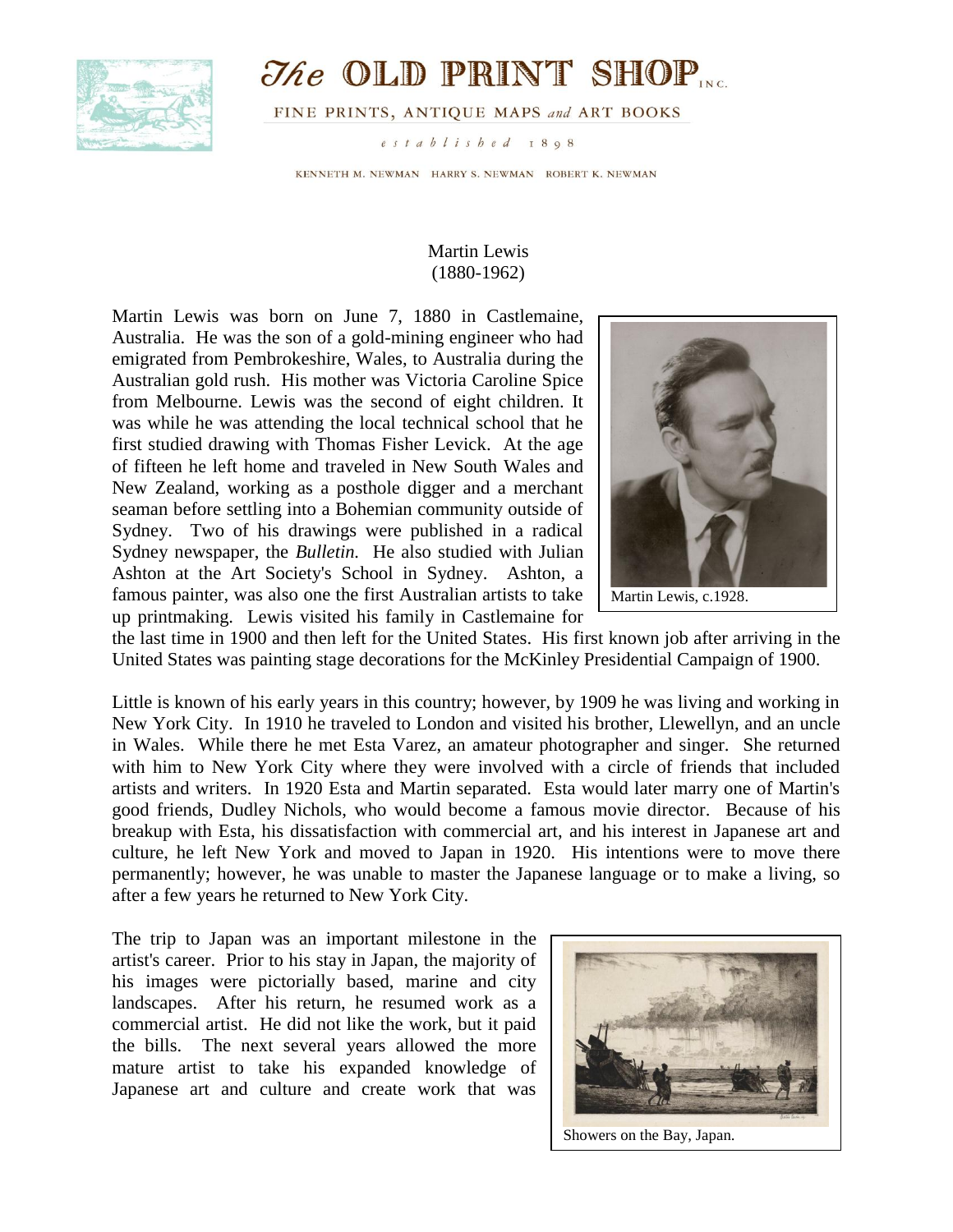# *The* OLD PRINT SHOP, INC.

FINE PRINTS, ANTIQUE MAPS *and* ART BOOKS

*established 1898*

KENNETH M. NEWMAN   HARRY S. NEWMAN   ROBERT K. NEWMAN

## Martin Lewis
## (1880-1962)

Martin Lewis was born on June 7, 1880 in Castlemaine, Australia. He was the son of a gold-mining engineer who had emigrated from Pembrokeshire, Wales, to Australia during the Australian gold rush. His mother was Victoria Caroline Spice from Melbourne. Lewis was the second of eight children. It was while he was attending the local technical school that he first studied drawing with Thomas Fisher Levick. At the age of fifteen he left home and traveled in New South Wales and New Zealand, working as a posthole digger and a merchant seaman before settling into a Bohemian community outside of Sydney. Two of his drawings were published in a radical Sydney newspaper, the *Bulletin.* He also studied with Julian Ashton at the Art Society's School in Sydney. Ashton, a famous painter, was also one the first Australian artists to take up printmaking. Lewis visited his family in Castlemaine for the last time in 1900 and then left for the United States. His first known job after arriving in the United States was painting stage decorations for the McKinley Presidential Campaign of 1900.

Martin Lewis, c.1928.

Little is known of his early years in this country; however, by 1909 he was living and working in New York City. In 1910 he traveled to London and visited his brother, Llewellyn, and an uncle in Wales. While there he met Esta Varez, an amateur photographer and singer. She returned with him to New York City where they were involved with a circle of friends that included artists and writers. In 1920 Esta and Martin separated. Esta would later marry one of Martin's good friends, Dudley Nichols, who would become a famous movie director. Because of his breakup with Esta, his dissatisfaction with commercial art, and his interest in Japanese art and culture, he left New York and moved to Japan in 1920. His intentions were to move there permanently; however, he was unable to master the Japanese language or to make a living, so after a few years he returned to New York City.

The trip to Japan was an important milestone in the artist's career. Prior to his stay in Japan, the majority of his images were pictorially based, marine and city landscapes. After his return, he resumed work as a commercial artist. He did not like the work, but it paid the bills. The next several years allowed the more mature artist to take his expanded knowledge of Japanese art and culture and create work that was

Showers on the Bay, Japan.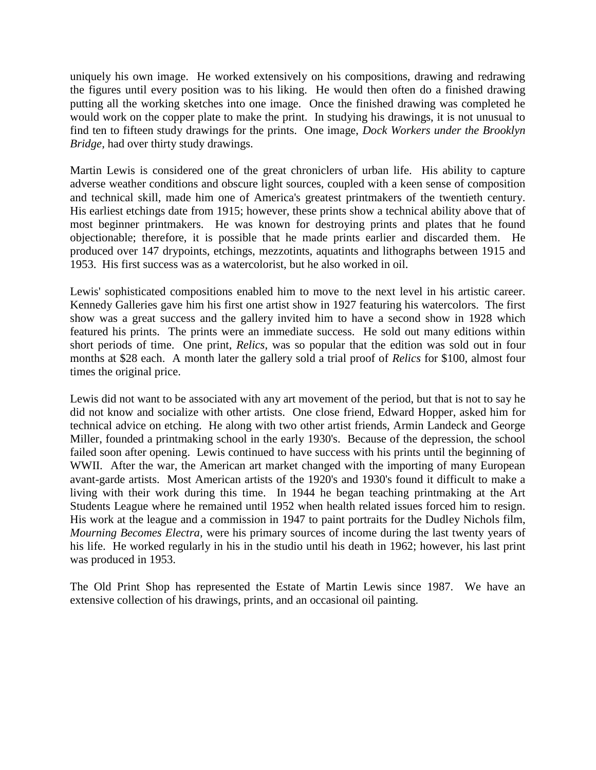uniquely his own image. He worked extensively on his compositions, drawing and redrawing the figures until every position was to his liking. He would then often do a finished drawing putting all the working sketches into one image. Once the finished drawing was completed he would work on the copper plate to make the print. In studying his drawings, it is not unusual to find ten to fifteen study drawings for the prints. One image, *Dock Workers under the Brooklyn Bridge*, had over thirty study drawings.

Martin Lewis is considered one of the great chroniclers of urban life. His ability to capture adverse weather conditions and obscure light sources, coupled with a keen sense of composition and technical skill, made him one of America's greatest printmakers of the twentieth century. His earliest etchings date from 1915; however, these prints show a technical ability above that of most beginner printmakers. He was known for destroying prints and plates that he found objectionable; therefore, it is possible that he made prints earlier and discarded them. He produced over 147 drypoints, etchings, mezzotints, aquatints and lithographs between 1915 and 1953. His first success was as a watercolorist, but he also worked in oil.

Lewis' sophisticated compositions enabled him to move to the next level in his artistic career. Kennedy Galleries gave him his first one artist show in 1927 featuring his watercolors. The first show was a great success and the gallery invited him to have a second show in 1928 which featured his prints. The prints were an immediate success. He sold out many editions within short periods of time. One print, *Relics*, was so popular that the edition was sold out in four months at $28 each. A month later the gallery sold a trial proof of *Relics* for $100, almost four times the original price.

Lewis did not want to be associated with any art movement of the period, but that is not to say he did not know and socialize with other artists. One close friend, Edward Hopper, asked him for technical advice on etching. He along with two other artist friends, Armin Landeck and George Miller, founded a printmaking school in the early 1930's. Because of the depression, the school failed soon after opening. Lewis continued to have success with his prints until the beginning of WWII. After the war, the American art market changed with the importing of many European avant-garde artists. Most American artists of the 1920's and 1930's found it difficult to make a living with their work during this time. In 1944 he began teaching printmaking at the Art Students League where he remained until 1952 when health related issues forced him to resign. His work at the league and a commission in 1947 to paint portraits for the Dudley Nichols film, *Mourning Becomes Electra*, were his primary sources of income during the last twenty years of his life. He worked regularly in his in the studio until his death in 1962; however, his last print was produced in 1953.

The Old Print Shop has represented the Estate of Martin Lewis since 1987. We have an extensive collection of his drawings, prints, and an occasional oil painting.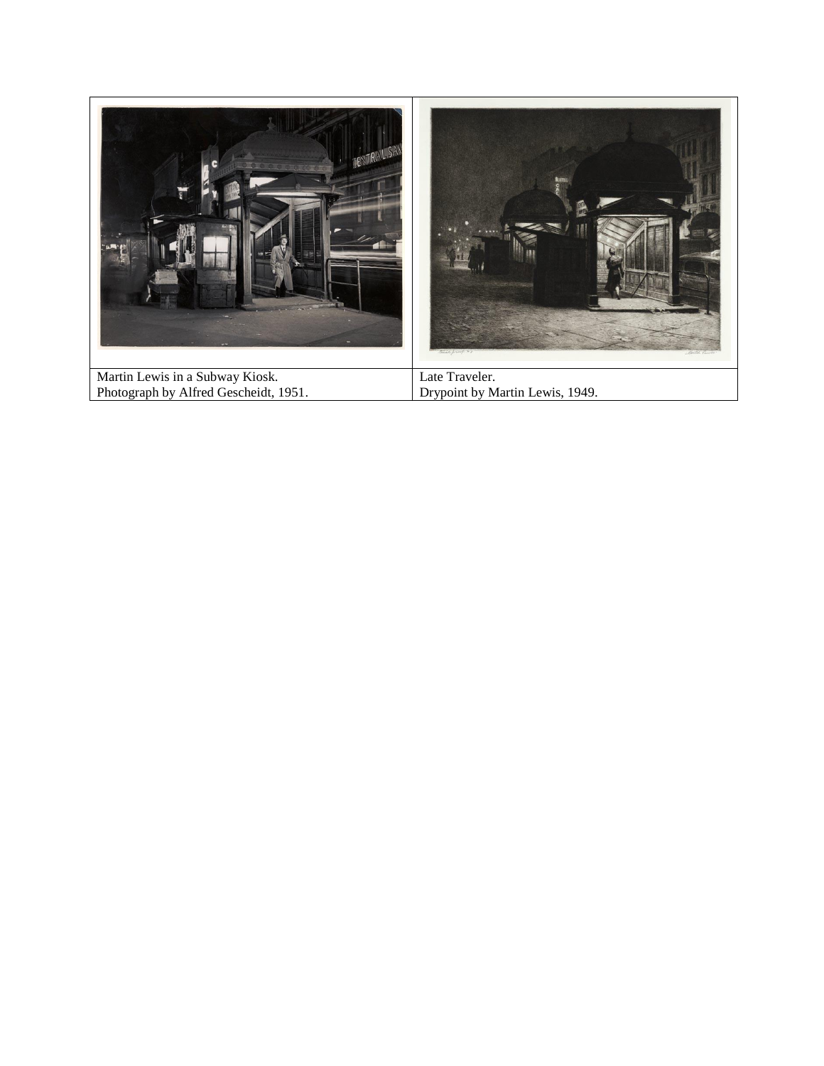| | |
|---|---|
| Martin Lewis in a Subway Kiosk.<br>Photograph by Alfred Gescheidt, 1951. | Late Traveler.<br>Drypoint by Martin Lewis, 1949. |